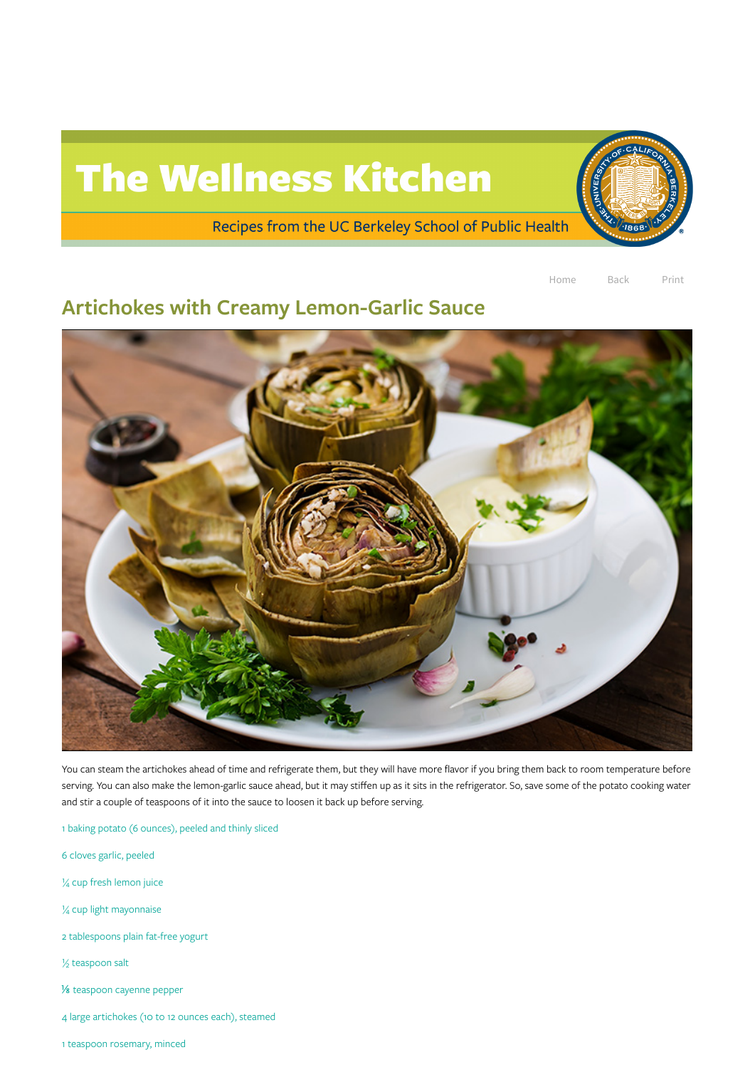# The Wellness Kitchen

Recipes from the UC Berkeley School of Public Health

Home Back Print

## Artichokes with Creamy Lemon-Garlic Sauce

You can steam the artichokes ahead of time and refrigerate them, but they will have more flavor if you bring them back to room temperature before serving. You can also make the lemon-garlic sauce ahead, but it may stiffen up as it sits in the refrigerator. So, save some of the potato cooking water and stir a couple of teaspoons of it into the sauce to loosen it back up before serving.

1 baking potato (6 ounces), peeled and thinly sliced

6 cloves garlic, peeled

¼ cup fresh lemon juice

¼ cup light mayonnaise

2 tablespoons plain fat-free yogurt

½ teaspoon salt

⅛ teaspoon cayenne pepper

4 large artichokes (10 to 12 ounces each), steamed

1 teaspoon rosemary, minced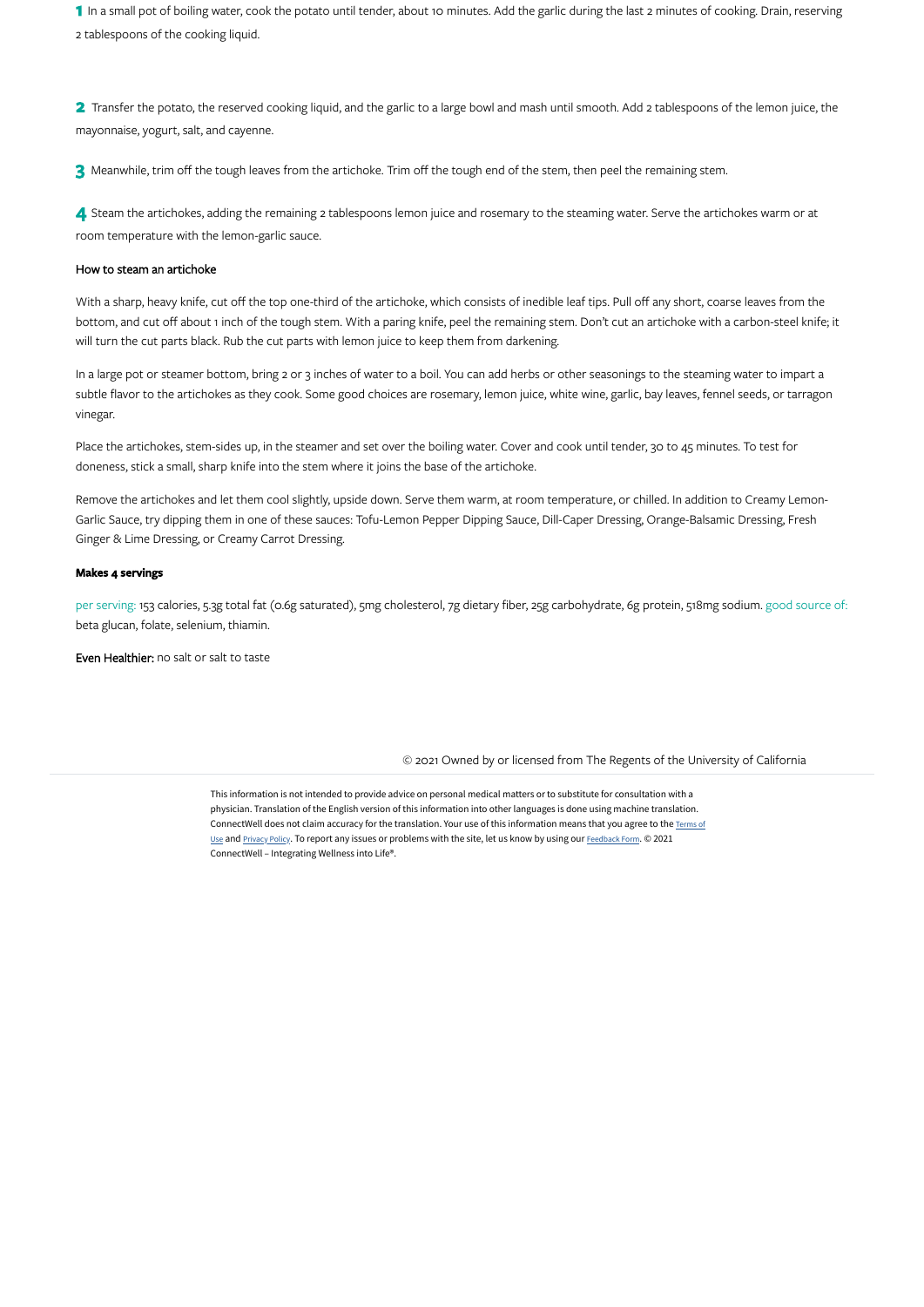1. In a small pot of boiling water, cook the potato until tender, about 10 minutes. Add the garlic during the last 2 minutes of cooking. Drain, reserving 2 tablespoons of the cooking liquid.

2. Transfer the potato, the reserved cooking liquid, and the garlic to a large bowl and mash until smooth. Add 2 tablespoons of the lemon juice, the mayonnaise, yogurt, salt, and cayenne.

3. Meanwhile, trim off the tough leaves from the artichoke. Trim off the tough end of the stem, then peel the remaining stem.

4. Steam the artichokes, adding the remaining 2 tablespoons lemon juice and rosemary to the steaming water. Serve the artichokes warm or at room temperature with the lemon-garlic sauce.

### How to steam an artichoke

With a sharp, heavy knife, cut off the top one-third of the artichoke, which consists of inedible leaf tips. Pull off any short, coarse leaves from the bottom, and cut off about 1 inch of the tough stem. With a paring knife, peel the remaining stem. Don't cut an artichoke with a carbon-steel knife; it will turn the cut parts black. Rub the cut parts with lemon juice to keep them from darkening.

In a large pot or steamer bottom, bring 2 or 3 inches of water to a boil. You can add herbs or other seasonings to the steaming water to impart a subtle flavor to the artichokes as they cook. Some good choices are rosemary, lemon juice, white wine, garlic, bay leaves, fennel seeds, or tarragon vinegar.

Place the artichokes, stem-sides up, in the steamer and set over the boiling water. Cover and cook until tender, 30 to 45 minutes. To test for doneness, stick a small, sharp knife into the stem where it joins the base of the artichoke.

Remove the artichokes and let them cool slightly, upside down. Serve them warm, at room temperature, or chilled. In addition to Creamy Lemon-Garlic Sauce, try dipping them in one of these sauces: Tofu-Lemon Pepper Dipping Sauce, Dill-Caper Dressing, Orange-Balsamic Dressing, Fresh Ginger & Lime Dressing, or Creamy Carrot Dressing.

**Makes 4 servings**

per serving: 153 calories, 5.3g total fat (0.6g saturated), 5mg cholesterol, 7g dietary fiber, 25g carbohydrate, 6g protein, 518mg sodium. good source of: beta glucan, folate, selenium, thiamin.

**Even Healthier:** no salt or salt to taste

© 2021 Owned by or licensed from The Regents of the University of California

This information is not intended to provide advice on personal medical matters or to substitute for consultation with a physician. Translation of the English version of this information into other languages is done using machine translation. ConnectWell does not claim accuracy for the translation. Your use of this information means that you agree to the Terms of Use and Privacy Policy. To report any issues or problems with the site, let us know by using our Feedback Form. © 2021 ConnectWell – Integrating Wellness into Life®.